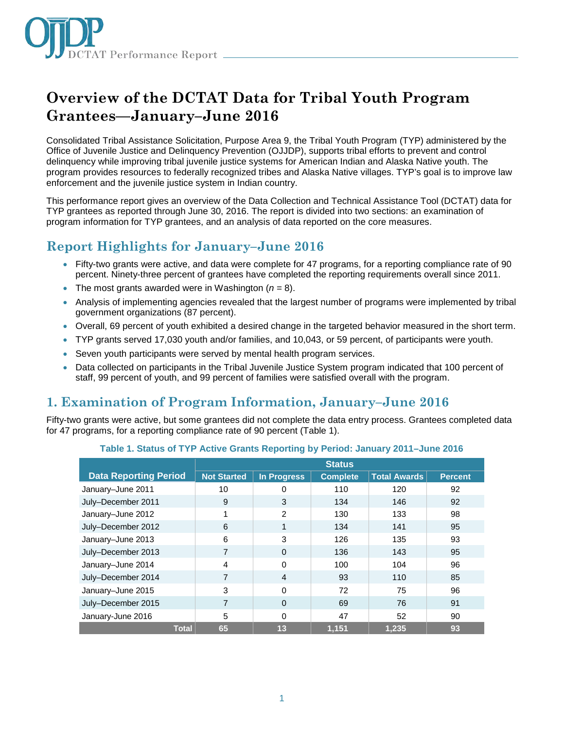# Overview of the DCTAT Data for Tribal Youth Program Grantees—January–June 2016

Consolidated Tribal Assistance Solicitation, Purpose Area 9, the Tribal Youth Program (TYP) administered by the Office of Juvenile Justice and Delinquency Prevention (OJJDP), supports tribal efforts to prevent and control delinquency while improving tribal juvenile justice systems for American Indian and Alaska Native youth. The program provides resources to federally recognized tribes and Alaska Native villages. TYP's goal is to improve law enforcement and the juvenile justice system in Indian country.

This performance report gives an overview of the Data Collection and Technical Assistance Tool (DCTAT) data for TYP grantees as reported through June 30, 2016. The report is divided into two sections: an examination of program information for TYP grantees, and an analysis of data reported on the core measures.

## Report Highlights for January–June 2016

- Fifty-two grants were active, and data were complete for 47 programs, for a reporting compliance rate of 90 percent. Ninety-three percent of grantees have completed the reporting requirements overall since 2011.
- The most grants awarded were in Washington (*n* = 8).
- Analysis of implementing agencies revealed that the largest number of programs were implemented by tribal government organizations (87 percent).
- Overall, 69 percent of youth exhibited a desired change in the targeted behavior measured in the short term.
- TYP grants served 17,030 youth and/or families, and 10,043, or 59 percent, of participants were youth.
- Seven youth participants were served by mental health program services.
- Data collected on participants in the Tribal Juvenile Justice System program indicated that 100 percent of staff, 99 percent of youth, and 99 percent of families were satisfied overall with the program.

## 1. Examination of Program Information, January–June 2016

Fifty-two grants were active, but some grantees did not complete the data entry process. Grantees completed data for 47 programs, for a reporting compliance rate of 90 percent (Table 1).

**Table 1. Status of TYP Active Grants Reporting by Period: January 2011–June 2016**

| Data Reporting Period | Status | | | | |
|---|---|---|---|---|---|
| | Not Started | In Progress | Complete | Total Awards | Percent |
| January–June 2011 | 10 | 0 | 110 | 120 | 92 |
| July–December 2011 | 9 | 3 | 134 | 146 | 92 |
| January–June 2012 | 1 | 2 | 130 | 133 | 98 |
| July–December 2012 | 6 | 1 | 134 | 141 | 95 |
| January–June 2013 | 6 | 3 | 126 | 135 | 93 |
| July–December 2013 | 7 | 0 | 136 | 143 | 95 |
| January–June 2014 | 4 | 0 | 100 | 104 | 96 |
| July–December 2014 | 7 | 4 | 93 | 110 | 85 |
| January–June 2015 | 3 | 0 | 72 | 75 | 96 |
| July–December 2015 | 7 | 0 | 69 | 76 | 91 |
| January-June 2016 | 5 | 0 | 47 | 52 | 90 |
| **Total** | **65** | **13** | **1,151** | **1,235** | **93** |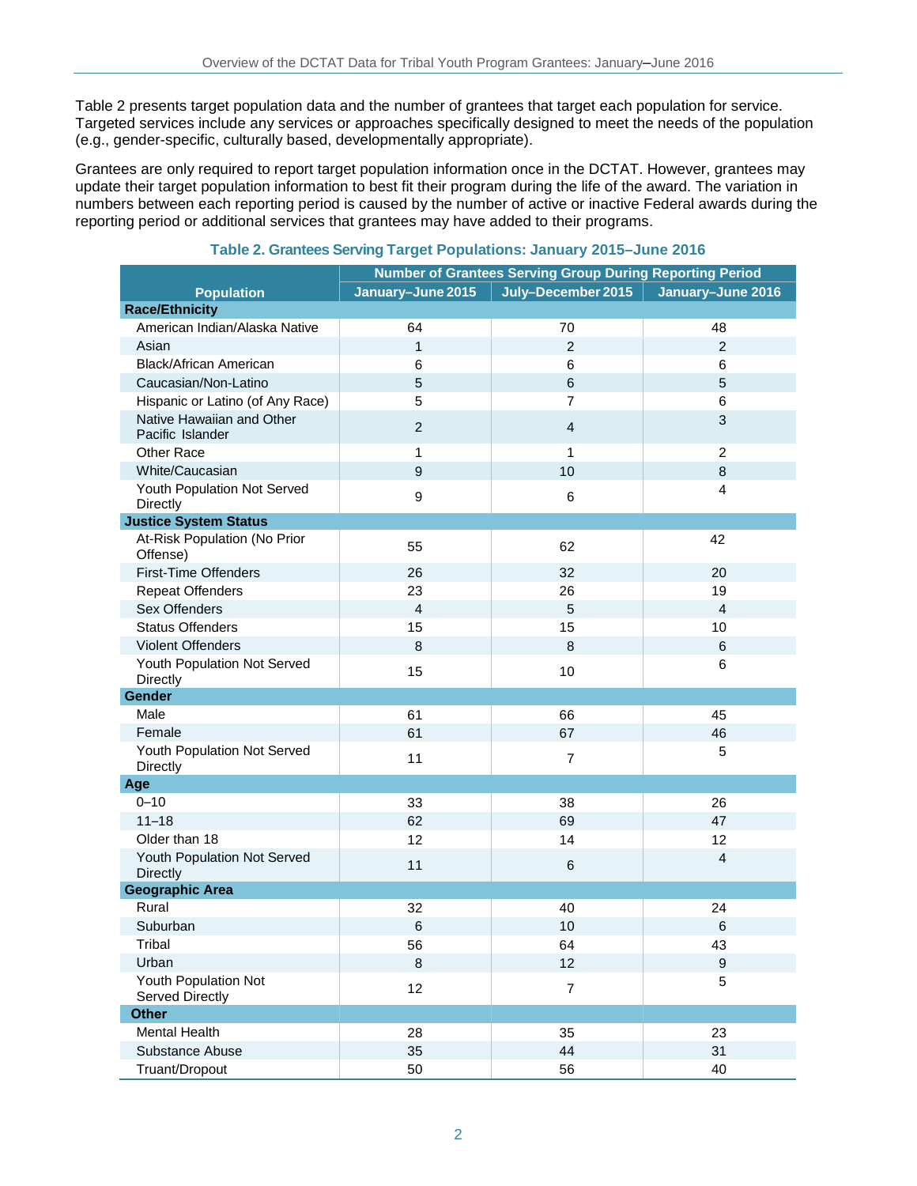Table 2 presents target population data and the number of grantees that target each population for service. Targeted services include any services or approaches specifically designed to meet the needs of the population (e.g., gender-specific, culturally based, developmentally appropriate).

Grantees are only required to report target population information once in the DCTAT. However, grantees may update their target population information to best fit their program during the life of the award. The variation in numbers between each reporting period is caused by the number of active or inactive Federal awards during the reporting period or additional services that grantees may have added to their programs.

**Table 2. Grantees Serving Target Populations: January 2015–June 2016**

| Population | Number of Grantees Serving Group During Reporting Period | | |
|---|---|---|---|
| | January–June 2015 | July–December 2015 | January–June 2016 |
| **Race/Ethnicity** | | | |
| American Indian/Alaska Native | 64 | 70 | 48 |
| Asian | 1 | 2 | 2 |
| Black/African American | 6 | 6 | 6 |
| Caucasian/Non-Latino | 5 | 6 | 5 |
| Hispanic or Latino (of Any Race) | 5 | 7 | 6 |
| Native Hawaiian and Other Pacific Islander | 2 | 4 | 3 |
| Other Race | 1 | 1 | 2 |
| White/Caucasian | 9 | 10 | 8 |
| Youth Population Not Served Directly | 9 | 6 | 4 |
| **Justice System Status** | | | |
| At-Risk Population (No Prior Offense) | 55 | 62 | 42 |
| First-Time Offenders | 26 | 32 | 20 |
| Repeat Offenders | 23 | 26 | 19 |
| Sex Offenders | 4 | 5 | 4 |
| Status Offenders | 15 | 15 | 10 |
| Violent Offenders | 8 | 8 | 6 |
| Youth Population Not Served Directly | 15 | 10 | 6 |
| **Gender** | | | |
| Male | 61 | 66 | 45 |
| Female | 61 | 67 | 46 |
| Youth Population Not Served Directly | 11 | 7 | 5 |
| **Age** | | | |
| 0–10 | 33 | 38 | 26 |
| 11–18 | 62 | 69 | 47 |
| Older than 18 | 12 | 14 | 12 |
| Youth Population Not Served Directly | 11 | 6 | 4 |
| **Geographic Area** | | | |
| Rural | 32 | 40 | 24 |
| Suburban | 6 | 10 | 6 |
| Tribal | 56 | 64 | 43 |
| Urban | 8 | 12 | 9 |
| Youth Population Not Served Directly | 12 | 7 | 5 |
| **Other** | | | |
| Mental Health | 28 | 35 | 23 |
| Substance Abuse | 35 | 44 | 31 |
| Truant/Dropout | 50 | 56 | 40 |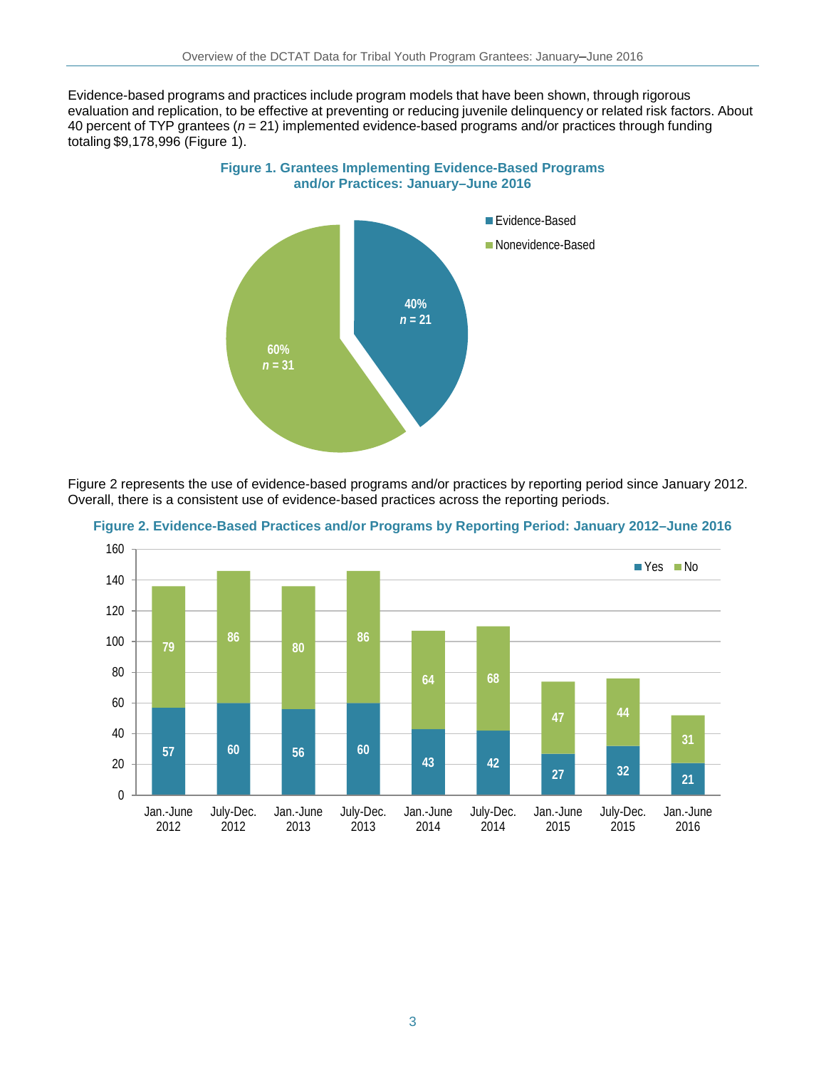Evidence-based programs and practices include program models that have been shown, through rigorous evaluation and replication, to be effective at preventing or reducing juvenile delinquency or related risk factors. About 40 percent of TYP grantees ($n$ = 21) implemented evidence-based programs and/or practices through funding totaling $9,178,996 (Figure 1).

**Figure 1. Grantees Implementing Evidence-Based Programs and/or Practices: January–June 2016**

| Category | Percent | n |
|---|---|---|
| Evidence-Based | 40% | 21 |
| Nonevidence-Based | 60% | 31 |

Figure 2 represents the use of evidence-based programs and/or practices by reporting period since January 2012. Overall, there is a consistent use of evidence-based practices across the reporting periods.

**Figure 2. Evidence-Based Practices and/or Programs by Reporting Period: January 2012–June 2016**

| Reporting Period | Yes | No |
|---|---|---|
| Jan.-June 2012 | 57 | 79 |
| July-Dec. 2012 | 60 | 86 |
| Jan.-June 2013 | 56 | 80 |
| July-Dec. 2013 | 60 | 86 |
| Jan.-June 2014 | 43 | 64 |
| July-Dec. 2014 | 42 | 68 |
| Jan.-June 2015 | 27 | 47 |
| July-Dec. 2015 | 32 | 44 |
| Jan.-June 2016 | 21 | 31 |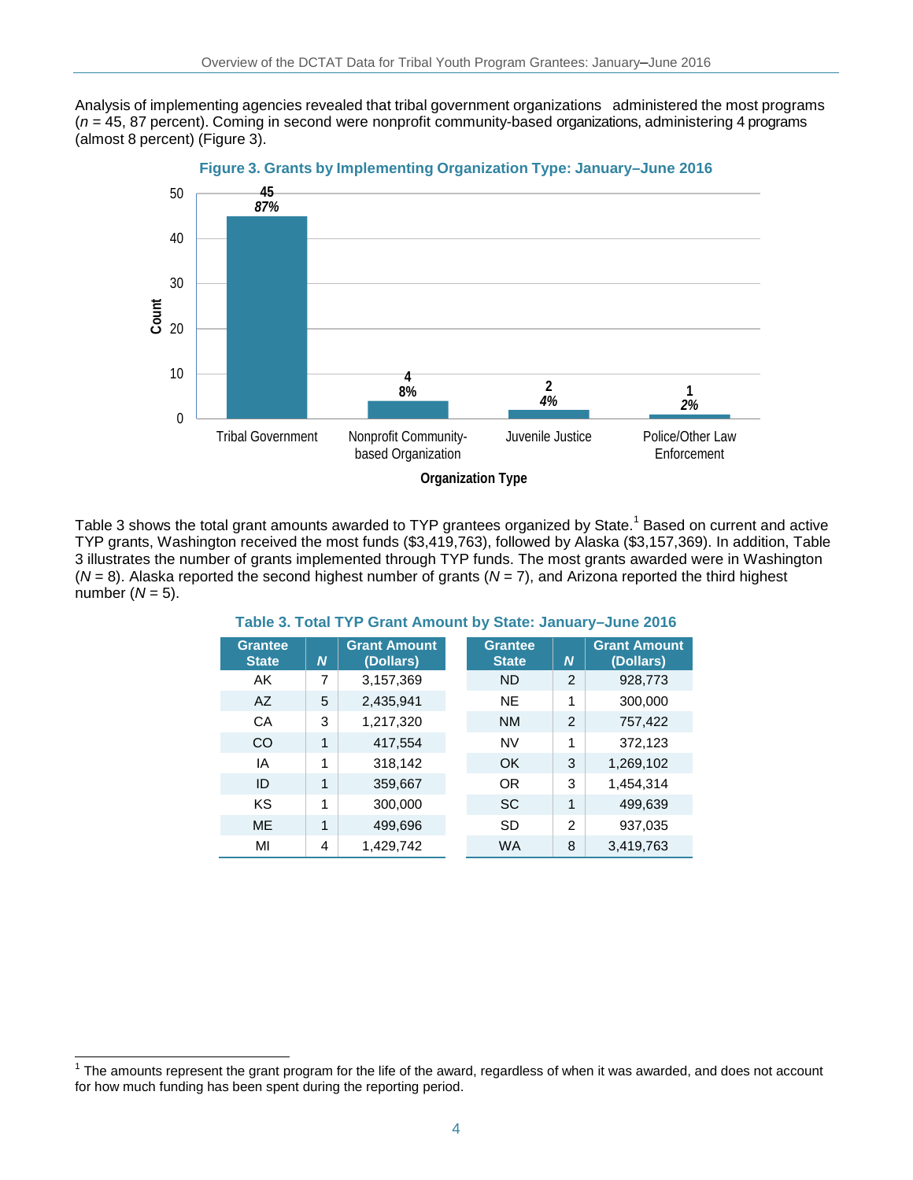Analysis of implementing agencies revealed that tribal government organizations administered the most programs (*n* = 45, 87 percent). Coming in second were nonprofit community-based organizations, administering 4 programs (almost 8 percent) (Figure 3).

**Figure 3. Grants by Implementing Organization Type: January–June 2016**

| Organization Type | Count | Percent |
|---|---|---|
| Tribal Government | 45 | 87% |
| Nonprofit Community-based Organization | 4 | 8% |
| Juvenile Justice | 2 | 4% |
| Police/Other Law Enforcement | 1 | 2% |

Table 3 shows the total grant amounts awarded to TYP grantees organized by State.[1] Based on current and active TYP grants, Washington received the most funds ($3,419,763), followed by Alaska ($3,157,369). In addition, Table 3 illustrates the number of grants implemented through TYP funds. The most grants awarded were in Washington (*N* = 8). Alaska reported the second highest number of grants (*N* = 7), and Arizona reported the third highest number (*N* = 5).

**Table 3. Total TYP Grant Amount by State: January–June 2016**

| Grantee State | *N* | Grant Amount (Dollars) | Grantee State | *N* | Grant Amount (Dollars) |
|---|---|---|---|---|---|
| AK | 7 | 3,157,369 | ND | 2 | 928,773 |
| AZ | 5 | 2,435,941 | NE | 1 | 300,000 |
| CA | 3 | 1,217,320 | NM | 2 | 757,422 |
| CO | 1 | 417,554 | NV | 1 | 372,123 |
| IA | 1 | 318,142 | OK | 3 | 1,269,102 |
| ID | 1 | 359,667 | OR | 3 | 1,454,314 |
| KS | 1 | 300,000 | SC | 1 | 499,639 |
| ME | 1 | 499,696 | SD | 2 | 937,035 |
| MI | 4 | 1,429,742 | WA | 8 | 3,419,763 |

[1] The amounts represent the grant program for the life of the award, regardless of when it was awarded, and does not account for how much funding has been spent during the reporting period.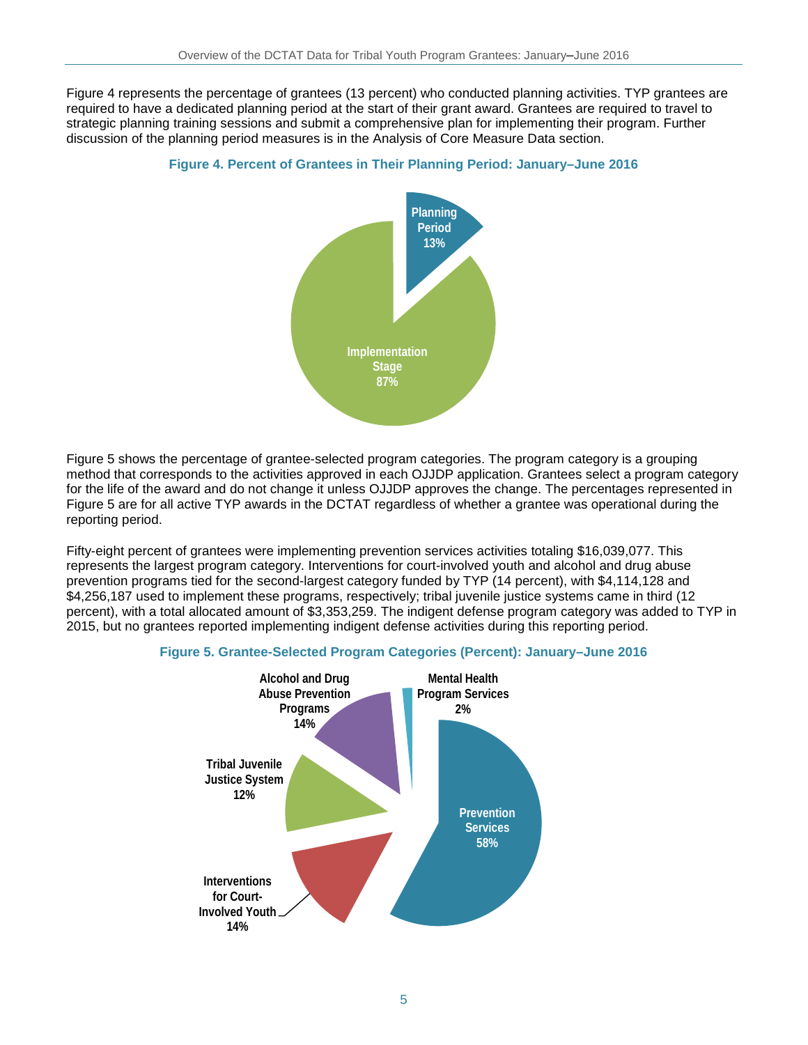Figure 4 represents the percentage of grantees (13 percent) who conducted planning activities. TYP grantees are required to have a dedicated planning period at the start of their grant award. Grantees are required to travel to strategic planning training sessions and submit a comprehensive plan for implementing their program. Further discussion of the planning period measures is in the Analysis of Core Measure Data section.

**Figure 4. Percent of Grantees in Their Planning Period: January–June 2016**

Planning Period 13%

Implementation Stage 87%

Figure 5 shows the percentage of grantee-selected program categories. The program category is a grouping method that corresponds to the activities approved in each OJJDP application. Grantees select a program category for the life of the award and do not change it unless OJJDP approves the change. The percentages represented in Figure 5 are for all active TYP awards in the DCTAT regardless of whether a grantee was operational during the reporting period.

Fifty-eight percent of grantees were implementing prevention services activities totaling $16,039,077. This represents the largest program category. Interventions for court-involved youth and alcohol and drug abuse prevention programs tied for the second-largest category funded by TYP (14 percent), with $4,114,128 and $4,256,187 used to implement these programs, respectively; tribal juvenile justice systems came in third (12 percent), with a total allocated amount of $3,353,259. The indigent defense program category was added to TYP in 2015, but no grantees reported implementing indigent defense activities during this reporting period.

**Figure 5. Grantee-Selected Program Categories (Percent): January–June 2016**

Alcohol and Drug Abuse Prevention Programs 14%

Mental Health Program Services 2%

Tribal Juvenile Justice System 12%

Prevention Services 58%

Interventions for Court-Involved Youth 14%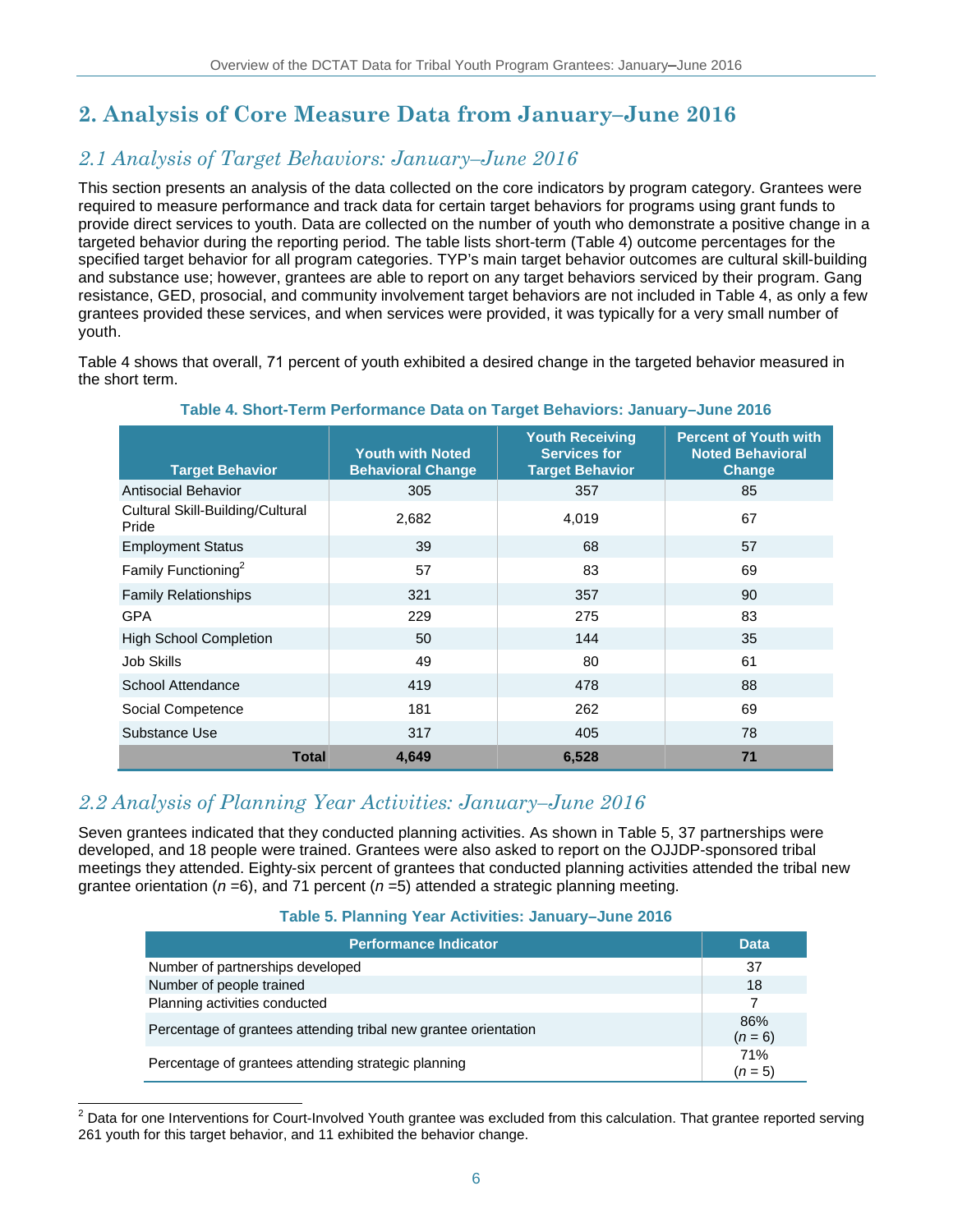## 2. Analysis of Core Measure Data from January–June 2016

### 2.1 Analysis of Target Behaviors: January–June 2016

This section presents an analysis of the data collected on the core indicators by program category. Grantees were required to measure performance and track data for certain target behaviors for programs using grant funds to provide direct services to youth. Data are collected on the number of youth who demonstrate a positive change in a targeted behavior during the reporting period. The table lists short-term (Table 4) outcome percentages for the specified target behavior for all program categories. TYP's main target behavior outcomes are cultural skill-building and substance use; however, grantees are able to report on any target behaviors serviced by their program. Gang resistance, GED, prosocial, and community involvement target behaviors are not included in Table 4, as only a few grantees provided these services, and when services were provided, it was typically for a very small number of youth.

Table 4 shows that overall, 71 percent of youth exhibited a desired change in the targeted behavior measured in the short term.

**Table 4. Short-Term Performance Data on Target Behaviors: January–June 2016**

| Target Behavior | Youth with Noted Behavioral Change | Youth Receiving Services for Target Behavior | Percent of Youth with Noted Behavioral Change |
|---|---|---|---|
| Antisocial Behavior | 305 | 357 | 85 |
| Cultural Skill-Building/Cultural Pride | 2,682 | 4,019 | 67 |
| Employment Status | 39 | 68 | 57 |
| Family Functioning[2] | 57 | 83 | 69 |
| Family Relationships | 321 | 357 | 90 |
| GPA | 229 | 275 | 83 |
| High School Completion | 50 | 144 | 35 |
| Job Skills | 49 | 80 | 61 |
| School Attendance | 419 | 478 | 88 |
| Social Competence | 181 | 262 | 69 |
| Substance Use | 317 | 405 | 78 |
| **Total** | **4,649** | **6,528** | **71** |

### 2.2 Analysis of Planning Year Activities: January–June 2016

Seven grantees indicated that they conducted planning activities. As shown in Table 5, 37 partnerships were developed, and 18 people were trained. Grantees were also asked to report on the OJJDP-sponsored tribal meetings they attended. Eighty-six percent of grantees that conducted planning activities attended the tribal new grantee orientation ($n$ =6), and 71 percent ($n$ =5) attended a strategic planning meeting.

**Table 5. Planning Year Activities: January–June 2016**

| Performance Indicator | Data |
|---|---|
| Number of partnerships developed | 37 |
| Number of people trained | 18 |
| Planning activities conducted | 7 |
| Percentage of grantees attending tribal new grantee orientation | 86% ($n$ = 6) |
| Percentage of grantees attending strategic planning | 71% ($n$ = 5) |

[2] Data for one Interventions for Court-Involved Youth grantee was excluded from this calculation. That grantee reported serving 261 youth for this target behavior, and 11 exhibited the behavior change.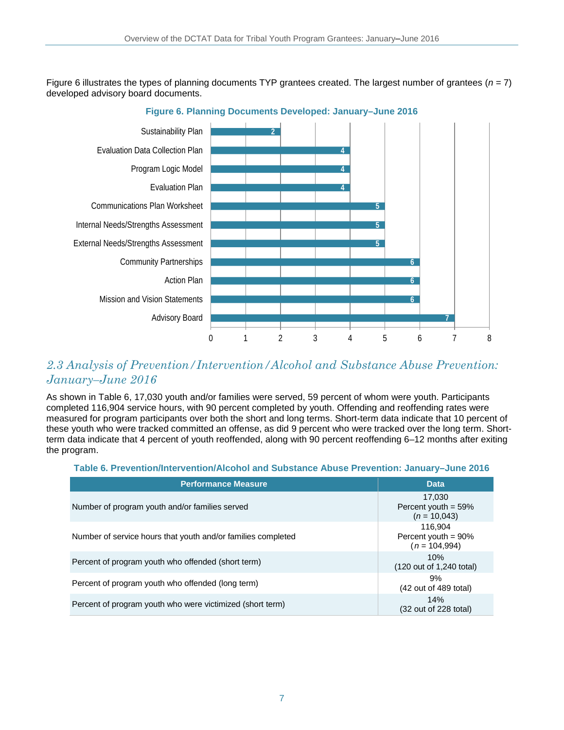Figure 6 illustrates the types of planning documents TYP grantees created. The largest number of grantees (*n* = 7) developed advisory board documents.

**Figure 6. Planning Documents Developed: January–June 2016**

| Planning Document | Number |
|---|---|
| Sustainability Plan | 2 |
| Evaluation Data Collection Plan | 4 |
| Program Logic Model | 4 |
| Evaluation Plan | 4 |
| Communications Plan Worksheet | 5 |
| Internal Needs/Strengths Assessment | 5 |
| External Needs/Strengths Assessment | 5 |
| Community Partnerships | 6 |
| Action Plan | 6 |
| Mission and Vision Statements | 6 |
| Advisory Board | 7 |

## *2.3 Analysis of Prevention/Intervention/Alcohol and Substance Abuse Prevention: January–June 2016*

As shown in Table 6, 17,030 youth and/or families were served, 59 percent of whom were youth. Participants completed 116,904 service hours, with 90 percent completed by youth. Offending and reoffending rates were measured for program participants over both the short and long terms. Short-term data indicate that 10 percent of these youth who were tracked committed an offense, as did 9 percent who were tracked over the long term. Short-term data indicate that 4 percent of youth reoffended, along with 90 percent reoffending 6–12 months after exiting the program.

**Table 6. Prevention/Intervention/Alcohol and Substance Abuse Prevention: January–June 2016**

| Performance Measure | Data |
|---|---|
| Number of program youth and/or families served | 17,030<br>Percent youth = 59%<br>(*n* = 10,043) |
| Number of service hours that youth and/or families completed | 116,904<br>Percent youth = 90%<br>(*n* = 104,994) |
| Percent of program youth who offended (short term) | 10%<br>(120 out of 1,240 total) |
| Percent of program youth who offended (long term) | 9%<br>(42 out of 489 total) |
| Percent of program youth who were victimized (short term) | 14%<br>(32 out of 228 total) |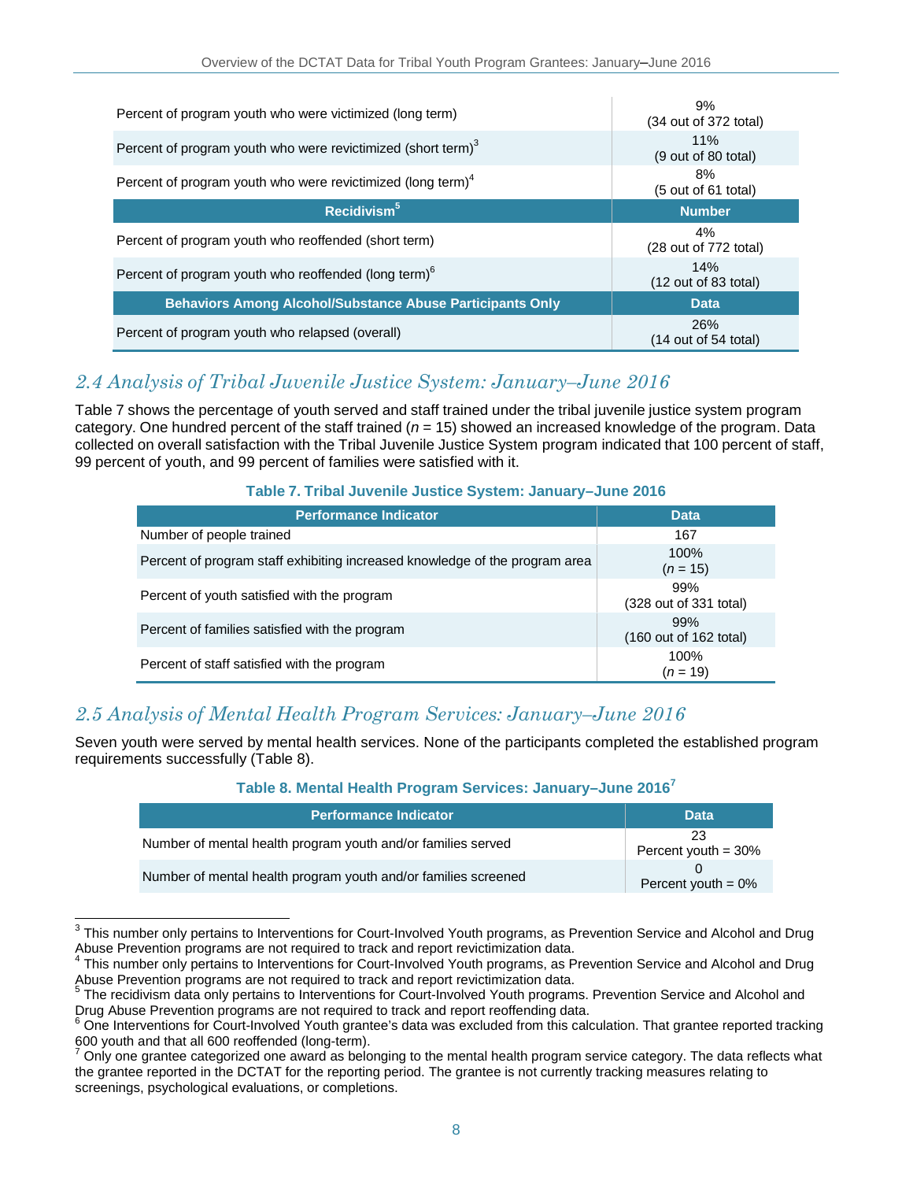| | |
|---|---|
| Percent of program youth who were victimized (long term) | 9%<br>(34 out of 372 total) |
| Percent of program youth who were revictimized (short term)[3] | 11%<br>(9 out of 80 total) |
| Percent of program youth who were revictimized (long term)[4] | 8%<br>(5 out of 61 total) |
| **Recidivism[5]** | **Number** |
| Percent of program youth who reoffended (short term) | 4%<br>(28 out of 772 total) |
| Percent of program youth who reoffended (long term)[6] | 14%<br>(12 out of 83 total) |
| **Behaviors Among Alcohol/Substance Abuse Participants Only** | **Data** |
| Percent of program youth who relapsed (overall) | 26%<br>(14 out of 54 total) |

## *2.4 Analysis of Tribal Juvenile Justice System: January–June 2016*

Table 7 shows the percentage of youth served and staff trained under the tribal juvenile justice system program category. One hundred percent of the staff trained (*n* = 15) showed an increased knowledge of the program. Data collected on overall satisfaction with the Tribal Juvenile Justice System program indicated that 100 percent of staff, 99 percent of youth, and 99 percent of families were satisfied with it.

**Table 7. Tribal Juvenile Justice System: January–June 2016**

| Performance Indicator | Data |
|---|---|
| Number of people trained | 167 |
| Percent of program staff exhibiting increased knowledge of the program area | 100%<br>(*n* = 15) |
| Percent of youth satisfied with the program | 99%<br>(328 out of 331 total) |
| Percent of families satisfied with the program | 99%<br>(160 out of 162 total) |
| Percent of staff satisfied with the program | 100%<br>(*n* = 19) |

## *2.5 Analysis of Mental Health Program Services: January–June 2016*

Seven youth were served by mental health services. None of the participants completed the established program requirements successfully (Table 8).

**Table 8. Mental Health Program Services: January–June 2016[7]**

| Performance Indicator | Data |
|---|---|
| Number of mental health program youth and/or families served | 23<br>Percent youth = 30% |
| Number of mental health program youth and/or families screened | 0<br>Percent youth = 0% |

---

[3] This number only pertains to Interventions for Court-Involved Youth programs, as Prevention Service and Alcohol and Drug Abuse Prevention programs are not required to track and report revictimization data.

[4] This number only pertains to Interventions for Court-Involved Youth programs, as Prevention Service and Alcohol and Drug Abuse Prevention programs are not required to track and report revictimization data.

[5] The recidivism data only pertains to Interventions for Court-Involved Youth programs. Prevention Service and Alcohol and Drug Abuse Prevention programs are not required to track and report reoffending data.

[6] One Interventions for Court-Involved Youth grantee's data was excluded from this calculation. That grantee reported tracking 600 youth and that all 600 reoffended (long-term).

[7] Only one grantee categorized one award as belonging to the mental health program service category. The data reflects what the grantee reported in the DCTAT for the reporting period. The grantee is not currently tracking measures relating to screenings, psychological evaluations, or completions.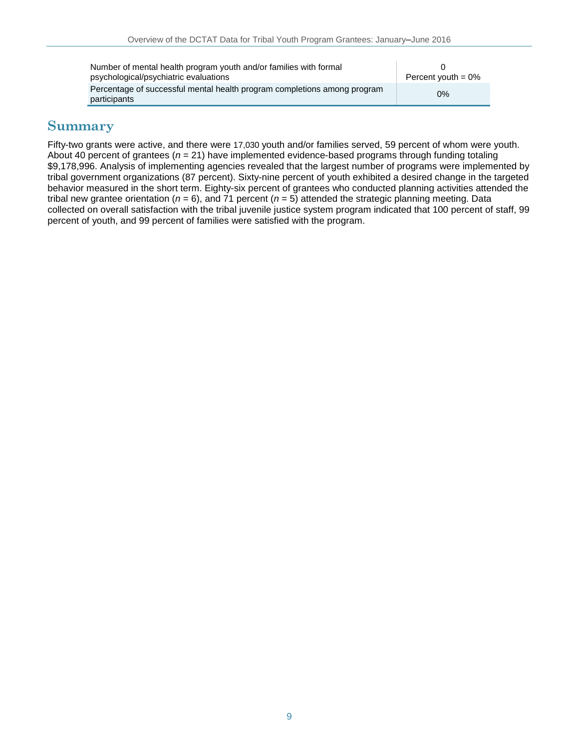| | |
|---|---|
| Number of mental health program youth and/or families with formal psychological/psychiatric evaluations | 0<br>Percent youth = 0% |
| Percentage of successful mental health program completions among program participants | 0% |

## Summary

Fifty-two grants were active, and there were 17,030 youth and/or families served, 59 percent of whom were youth. About 40 percent of grantees (*n* = 21) have implemented evidence-based programs through funding totaling $9,178,996. Analysis of implementing agencies revealed that the largest number of programs were implemented by tribal government organizations (87 percent). Sixty-nine percent of youth exhibited a desired change in the targeted behavior measured in the short term. Eighty-six percent of grantees who conducted planning activities attended the tribal new grantee orientation (*n* = 6), and 71 percent (*n* = 5) attended the strategic planning meeting. Data collected on overall satisfaction with the tribal juvenile justice system program indicated that 100 percent of staff, 99 percent of youth, and 99 percent of families were satisfied with the program.